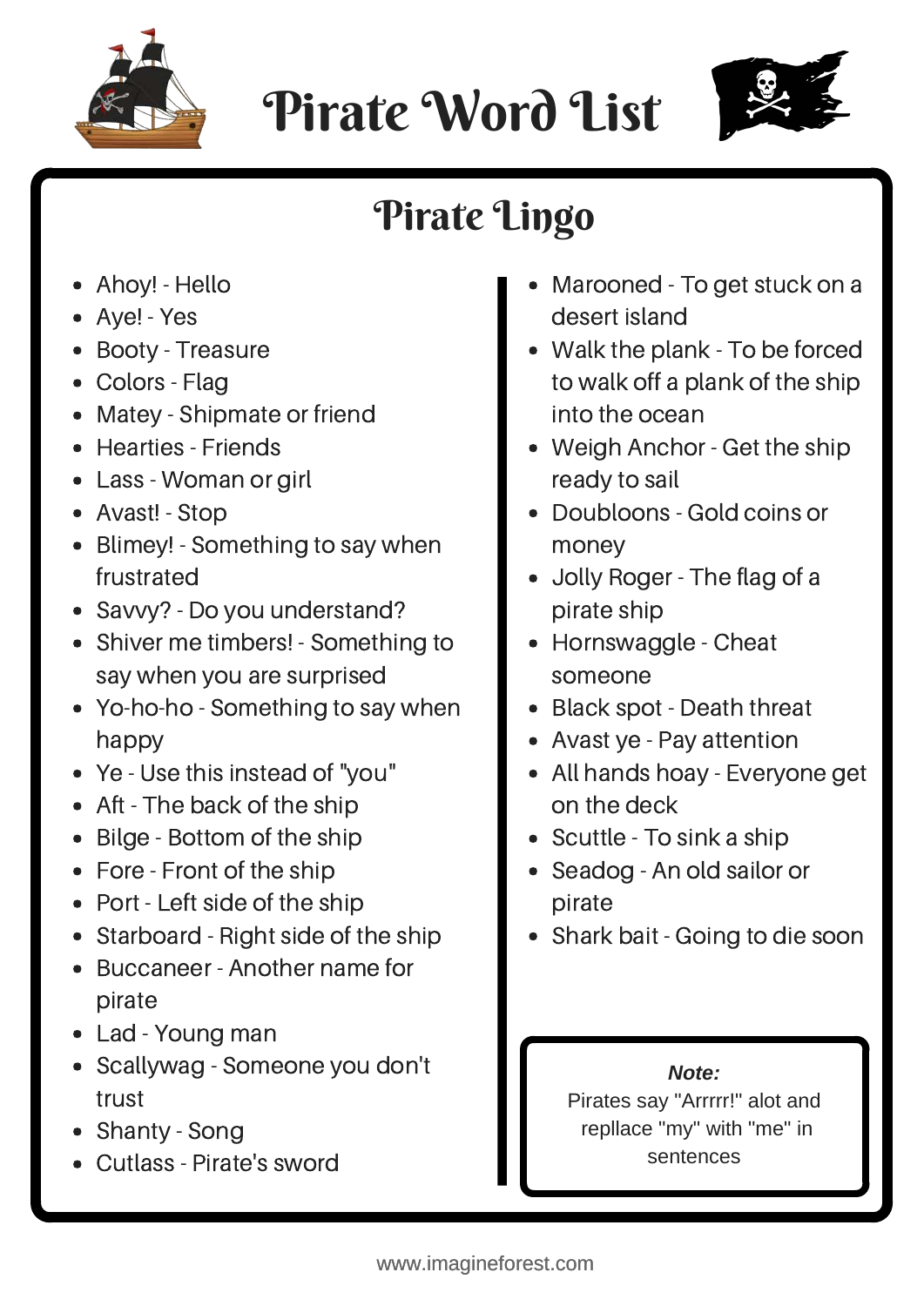# Pirate Word List

## Pirate Lingo

- Ahoy! - Hello
- Aye! - Yes
- Booty - Treasure
- Colors - Flag
- Matey - Shipmate or friend
- Hearties - Friends
- Lass - Woman or girl
- Avast! - Stop
- Blimey! - Something to say when frustrated
- Savvy? - Do you understand?
- Shiver me timbers! - Something to say when you are surprised
- Yo-ho-ho - Something to say when happy
- Ye - Use this instead of "you"
- Aft - The back of the ship
- Bilge - Bottom of the ship
- Fore - Front of the ship
- Port - Left side of the ship
- Starboard - Right side of the ship
- Buccaneer - Another name for pirate
- Lad - Young man
- Scallywag - Someone you don't trust
- Shanty - Song
- Cutlass - Pirate's sword
- Marooned - To get stuck on a desert island
- Walk the plank - To be forced to walk off a plank of the ship into the ocean
- Weigh Anchor - Get the ship ready to sail
- Doubloons - Gold coins or money
- Jolly Roger - The flag of a pirate ship
- Hornswaggle - Cheat someone
- Black spot - Death threat
- Avast ye - Pay attention
- All hands hoay - Everyone get on the deck
- Scuttle - To sink a ship
- Seadog - An old sailor or pirate
- Shark bait - Going to die soon

> ***Note:***
> Pirates say "Arrrrr!" alot and repllace "my" with "me" in sentences

www.imagineforest.com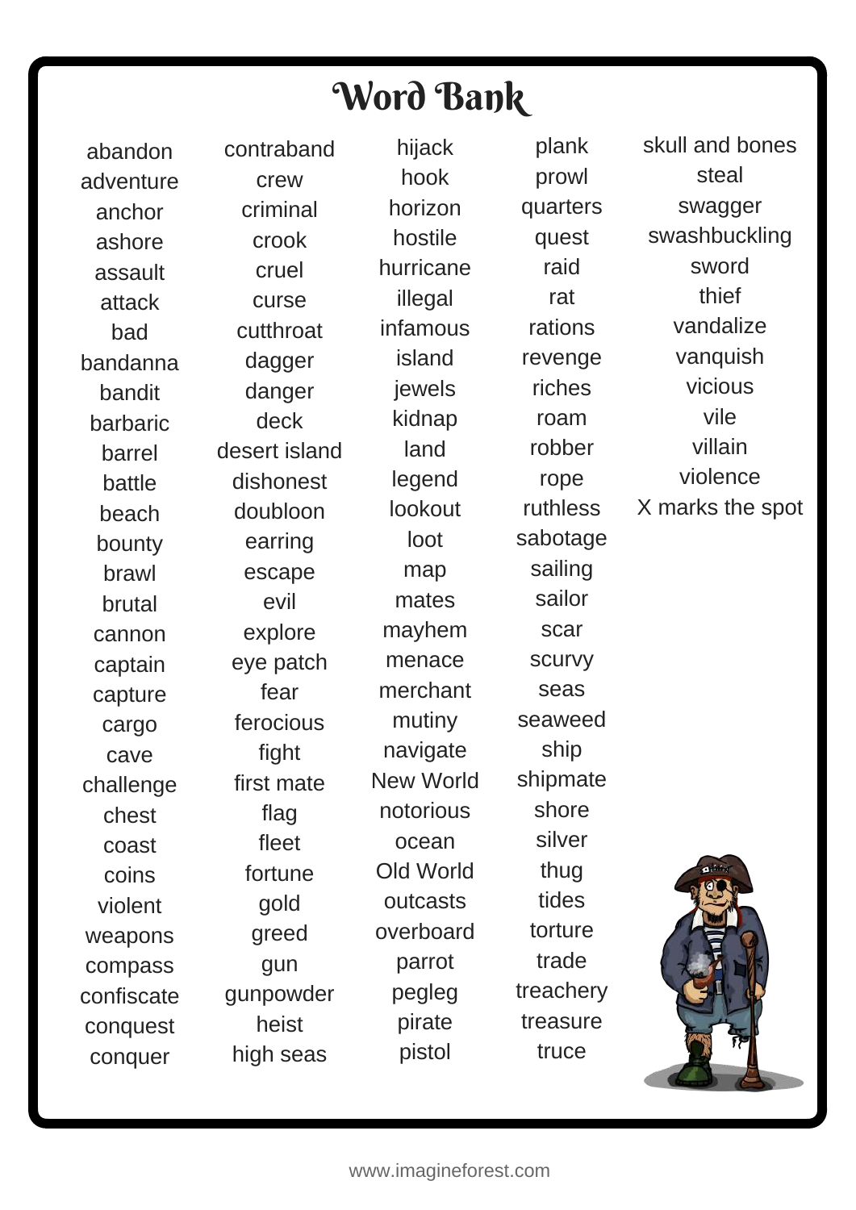# Word Bank

abandon
adventure
anchor
ashore
assault
attack
bad
bandanna
bandit
barbaric
barrel
battle
beach
bounty
brawl
brutal
cannon
captain
capture
cargo
cave
challenge
chest
coast
coins
violent
weapons
compass
confiscate
conquest
conquer

contraband
crew
criminal
crook
cruel
curse
cutthroat
dagger
danger
deck
desert island
dishonest
doubloon
earring
escape
evil
explore
eye patch
fear
ferocious
fight
first mate
flag
fleet
fortune
gold
greed
gun
gunpowder
heist
high seas

hijack
hook
horizon
hostile
hurricane
illegal
infamous
island
jewels
kidnap
land
legend
lookout
loot
map
mates
mayhem
menace
merchant
mutiny
navigate
New World
notorious
ocean
Old World
outcasts
overboard
parrot
pegleg
pirate
pistol

plank
prowl
quarters
quest
raid
rat
rations
revenge
riches
roam
robber
rope
ruthless
sabotage
sailing
sailor
scar
scurvy
seas
seaweed
ship
shipmate
shore
silver
thug
tides
torture
trade
treachery
treasure
truce

skull and bones
steal
swagger
swashbuckling
sword
thief
vandalize
vanquish
vicious
vile
villain
violence
X marks the spot

www.imagineforest.com